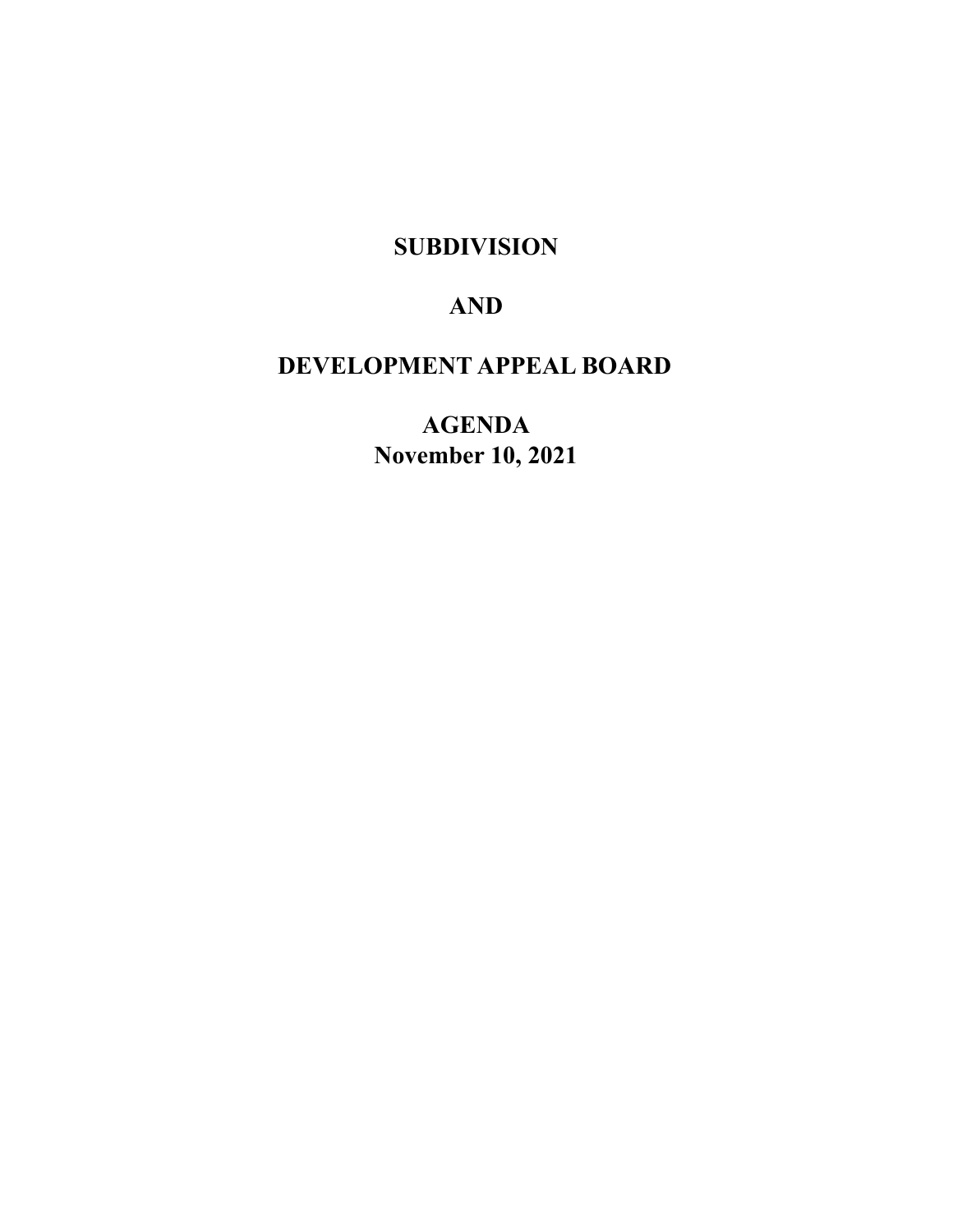# SUBDIVISION

# AND

# DEVELOPMENT APPEAL BOARD

# AGENDA

## November 10, 2021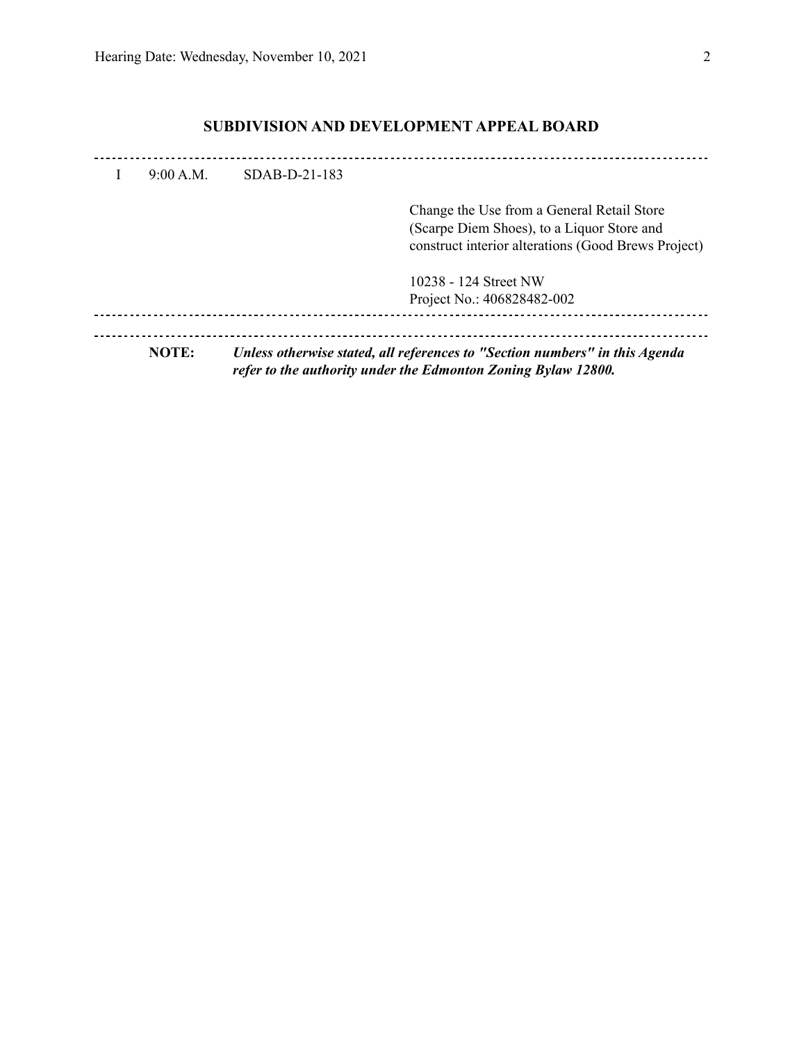## SUBDIVISION AND DEVELOPMENT APPEAL BOARD

---

I 9:00 A.M. SDAB-D-21-183

Change the Use from a General Retail Store (Scarpe Diem Shoes), to a Liquor Store and construct interior alterations (Good Brews Project)

10238 - 124 Street NW
Project No.: 406828482-002

---

---

**NOTE:** ***Unless otherwise stated, all references to "Section numbers" in this Agenda refer to the authority under the Edmonton Zoning Bylaw 12800.***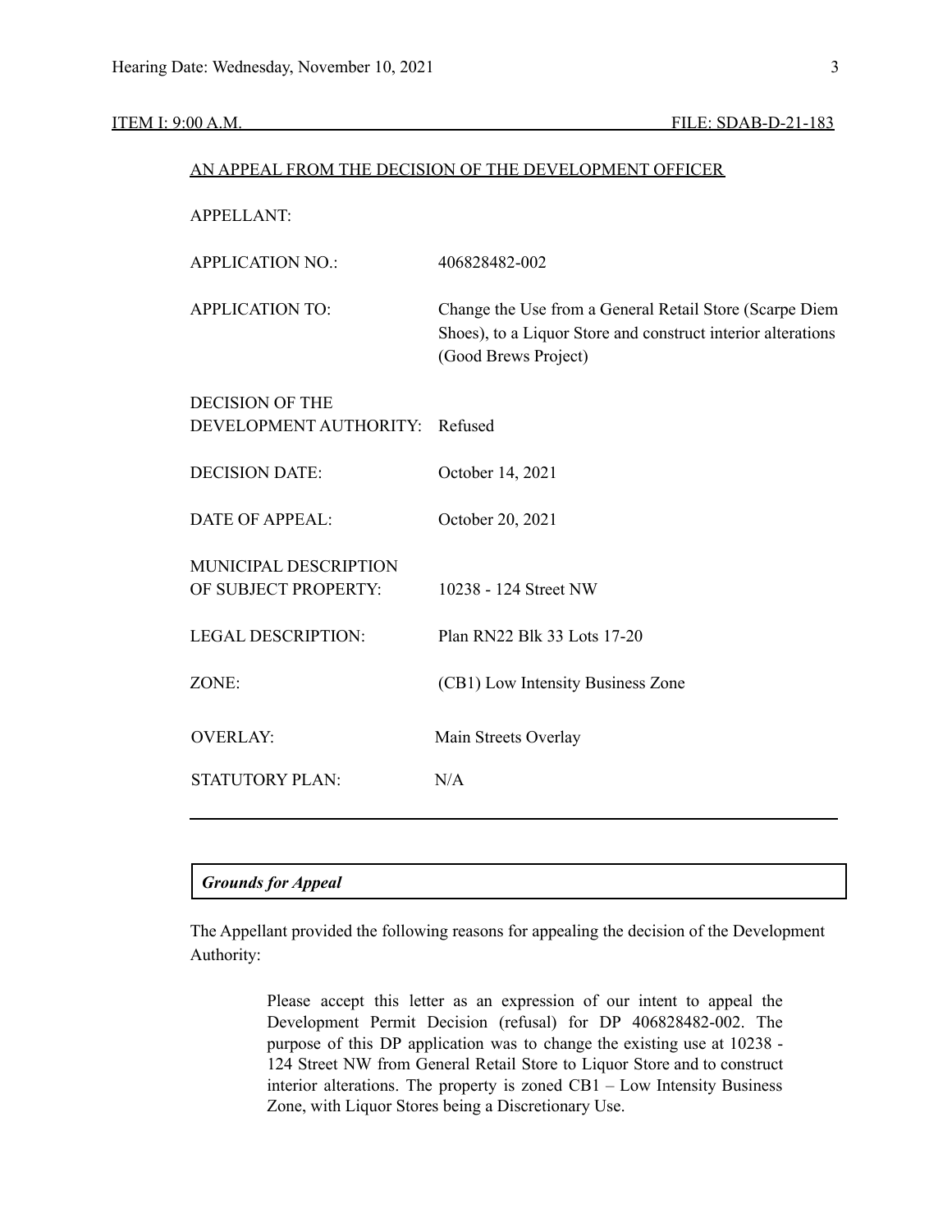ITEM I: 9:00 A.M. FILE: SDAB-D-21-183

AN APPEAL FROM THE DECISION OF THE DEVELOPMENT OFFICER

| | |
|---|---|
| APPELLANT: | |
| APPLICATION NO.: | 406828482-002 |
| APPLICATION TO: | Change the Use from a General Retail Store (Scarpe Diem Shoes), to a Liquor Store and construct interior alterations (Good Brews Project) |
| DECISION OF THE DEVELOPMENT AUTHORITY: | Refused |
| DECISION DATE: | October 14, 2021 |
| DATE OF APPEAL: | October 20, 2021 |
| MUNICIPAL DESCRIPTION OF SUBJECT PROPERTY: | 10238 - 124 Street NW |
| LEGAL DESCRIPTION: | Plan RN22 Blk 33 Lots 17-20 |
| ZONE: | (CB1) Low Intensity Business Zone |
| OVERLAY: | Main Streets Overlay |
| STATUTORY PLAN: | N/A |

***Grounds for Appeal***

The Appellant provided the following reasons for appealing the decision of the Development Authority:

> Please accept this letter as an expression of our intent to appeal the Development Permit Decision (refusal) for DP 406828482-002. The purpose of this DP application was to change the existing use at 10238 - 124 Street NW from General Retail Store to Liquor Store and to construct interior alterations. The property is zoned CB1 – Low Intensity Business Zone, with Liquor Stores being a Discretionary Use.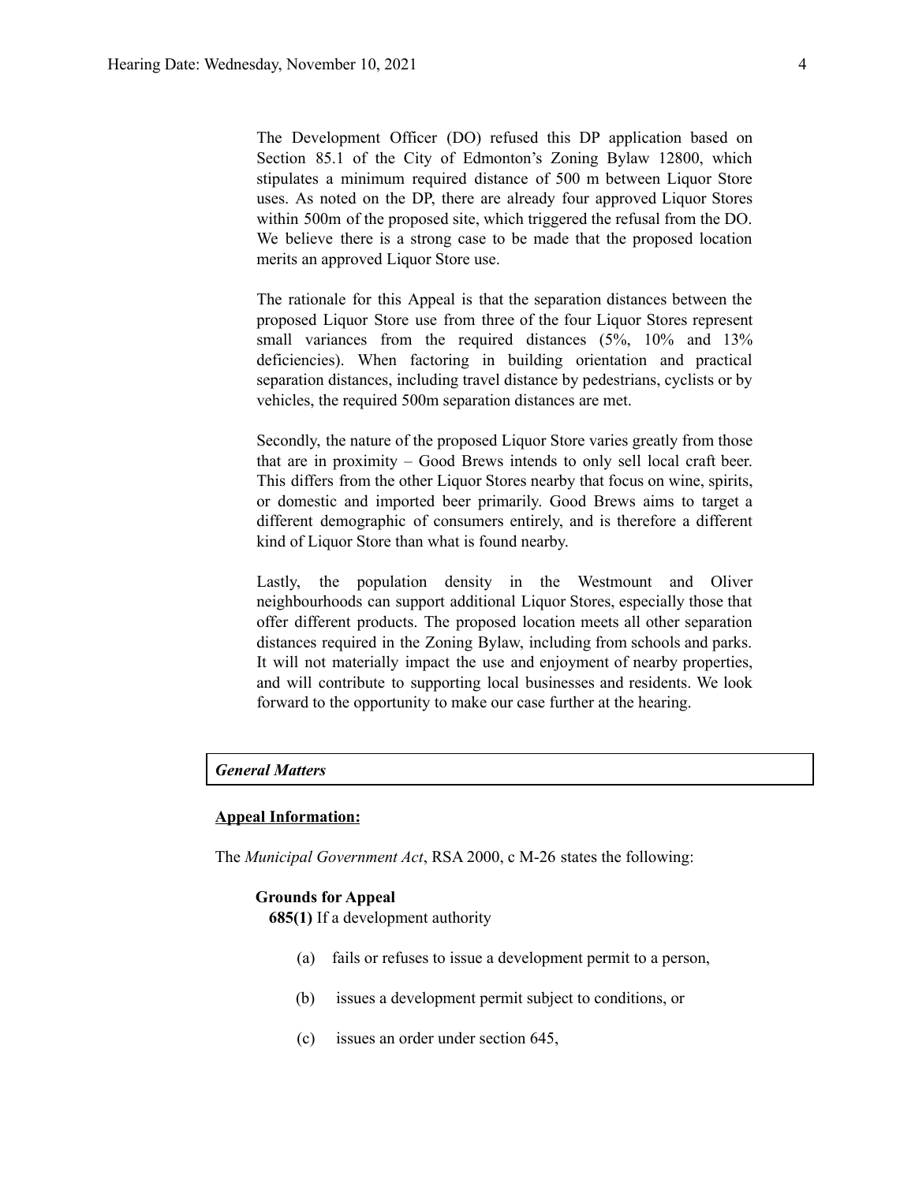The Development Officer (DO) refused this DP application based on Section 85.1 of the City of Edmonton's Zoning Bylaw 12800, which stipulates a minimum required distance of 500 m between Liquor Store uses. As noted on the DP, there are already four approved Liquor Stores within 500m of the proposed site, which triggered the refusal from the DO. We believe there is a strong case to be made that the proposed location merits an approved Liquor Store use.

The rationale for this Appeal is that the separation distances between the proposed Liquor Store use from three of the four Liquor Stores represent small variances from the required distances (5%, 10% and 13% deficiencies). When factoring in building orientation and practical separation distances, including travel distance by pedestrians, cyclists or by vehicles, the required 500m separation distances are met.

Secondly, the nature of the proposed Liquor Store varies greatly from those that are in proximity – Good Brews intends to only sell local craft beer. This differs from the other Liquor Stores nearby that focus on wine, spirits, or domestic and imported beer primarily. Good Brews aims to target a different demographic of consumers entirely, and is therefore a different kind of Liquor Store than what is found nearby.

Lastly, the population density in the Westmount and Oliver neighbourhoods can support additional Liquor Stores, especially those that offer different products. The proposed location meets all other separation distances required in the Zoning Bylaw, including from schools and parks. It will not materially impact the use and enjoyment of nearby properties, and will contribute to supporting local businesses and residents. We look forward to the opportunity to make our case further at the hearing.

***General Matters***

**Appeal Information:**

The *Municipal Government Act*, RSA 2000, c M-26 states the following:

**Grounds for Appeal**

**685(1)** If a development authority

(a) fails or refuses to issue a development permit to a person,

(b) issues a development permit subject to conditions, or

(c) issues an order under section 645,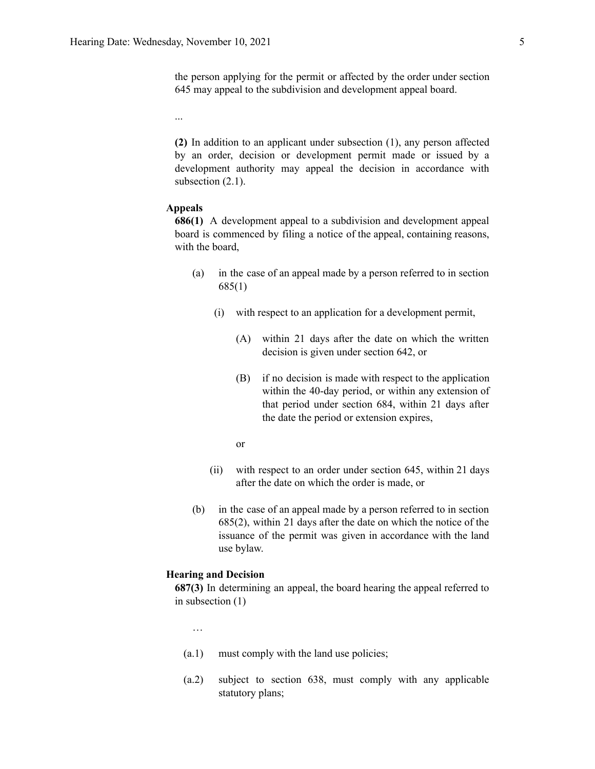the person applying for the permit or affected by the order under section 645 may appeal to the subdivision and development appeal board.

...

**(2)** In addition to an applicant under subsection (1), any person affected by an order, decision or development permit made or issued by a development authority may appeal the decision in accordance with subsection (2.1).

**Appeals**

**686(1)** A development appeal to a subdivision and development appeal board is commenced by filing a notice of the appeal, containing reasons, with the board,

- (a) in the case of an appeal made by a person referred to in section 685(1)
  - (i) with respect to an application for a development permit,
    - (A) within 21 days after the date on which the written decision is given under section 642, or
    - (B) if no decision is made with respect to the application within the 40-day period, or within any extension of that period under section 684, within 21 days after the date the period or extension expires,

    or
  - (ii) with respect to an order under section 645, within 21 days after the date on which the order is made, or
- (b) in the case of an appeal made by a person referred to in section 685(2), within 21 days after the date on which the notice of the issuance of the permit was given in accordance with the land use bylaw.

**Hearing and Decision**

**687(3)** In determining an appeal, the board hearing the appeal referred to in subsection (1)

…

- (a.1) must comply with the land use policies;
- (a.2) subject to section 638, must comply with any applicable statutory plans;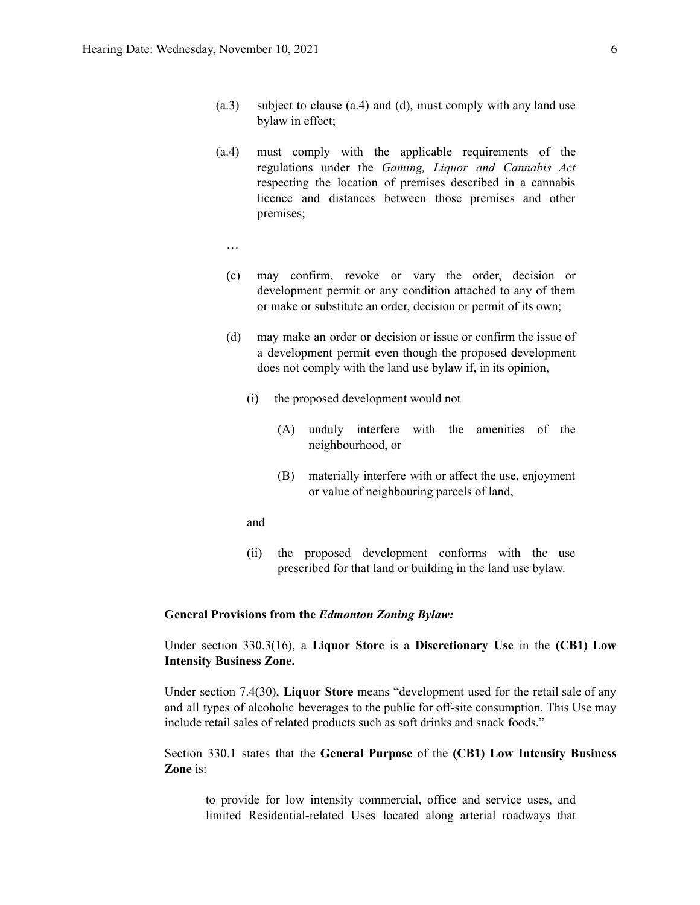(a.3) subject to clause (a.4) and (d), must comply with any land use bylaw in effect;

(a.4) must comply with the applicable requirements of the regulations under the *Gaming, Liquor and Cannabis Act* respecting the location of premises described in a cannabis licence and distances between those premises and other premises;

…

(c) may confirm, revoke or vary the order, decision or development permit or any condition attached to any of them or make or substitute an order, decision or permit of its own;

(d) may make an order or decision or issue or confirm the issue of a development permit even though the proposed development does not comply with the land use bylaw if, in its opinion,

(i) the proposed development would not

(A) unduly interfere with the amenities of the neighbourhood, or

(B) materially interfere with or affect the use, enjoyment or value of neighbouring parcels of land,

and

(ii) the proposed development conforms with the use prescribed for that land or building in the land use bylaw.

**<u>General Provisions from the *Edmonton Zoning Bylaw:*</u>**

Under section 330.3(16), a **Liquor Store** is a **Discretionary Use** in the **(CB1) Low Intensity Business Zone.**

Under section 7.4(30), **Liquor Store** means "development used for the retail sale of any and all types of alcoholic beverages to the public for off-site consumption. This Use may include retail sales of related products such as soft drinks and snack foods."

Section 330.1 states that the **General Purpose** of the **(CB1) Low Intensity Business Zone** is:

> to provide for low intensity commercial, office and service uses, and limited Residential-related Uses located along arterial roadways that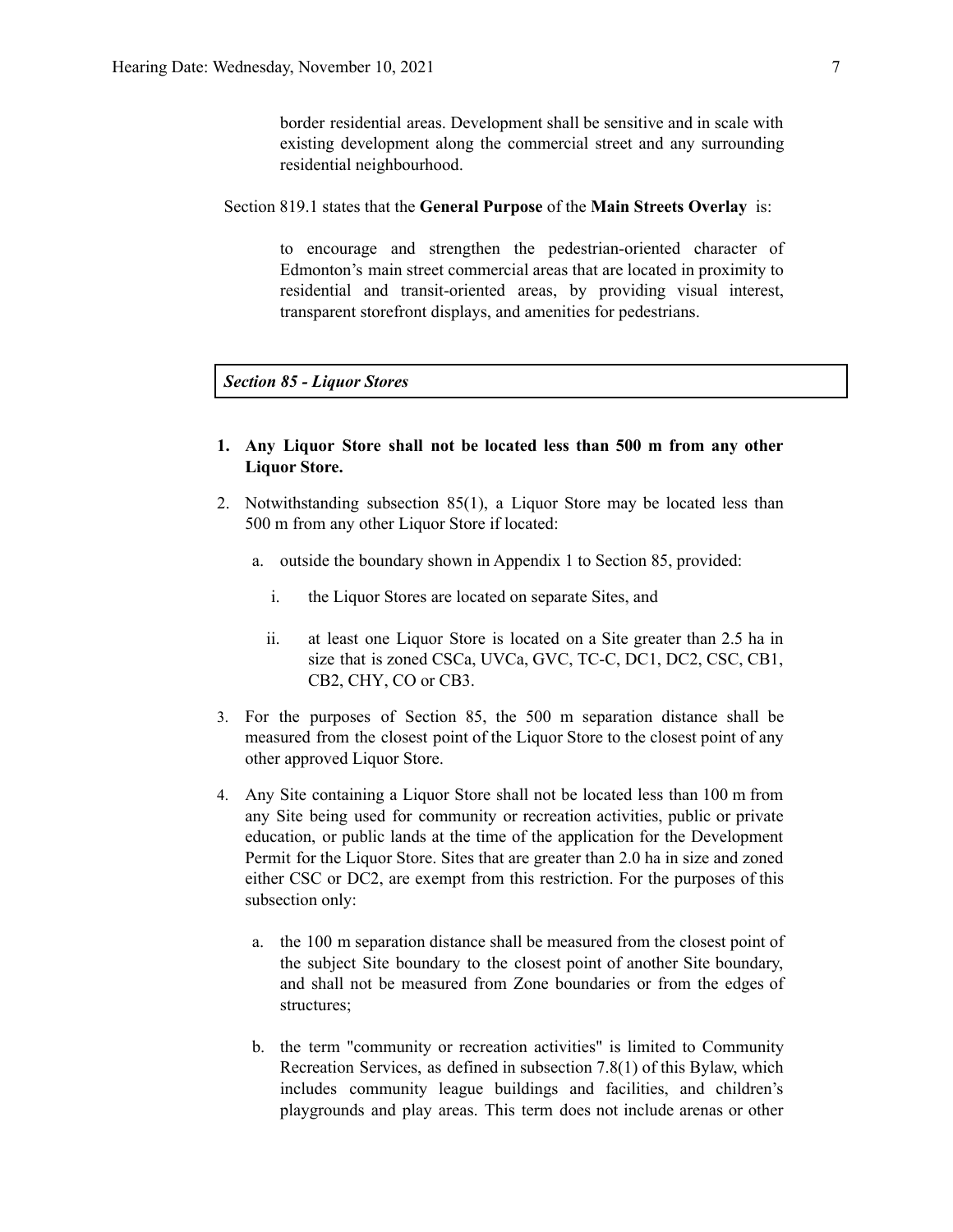border residential areas. Development shall be sensitive and in scale with existing development along the commercial street and any surrounding residential neighbourhood.

Section 819.1 states that the **General Purpose** of the **Main Streets Overlay** is:

> to encourage and strengthen the pedestrian-oriented character of Edmonton's main street commercial areas that are located in proximity to residential and transit-oriented areas, by providing visual interest, transparent storefront displays, and amenities for pedestrians.

***Section 85 - Liquor Stores***

1. **Any Liquor Store shall not be located less than 500 m from any other Liquor Store.**
2. Notwithstanding subsection 85(1), a Liquor Store may be located less than 500 m from any other Liquor Store if located:
   a. outside the boundary shown in Appendix 1 to Section 85, provided:
      i. the Liquor Stores are located on separate Sites, and
      ii. at least one Liquor Store is located on a Site greater than 2.5 ha in size that is zoned CSCa, UVCa, GVC, TC-C, DC1, DC2, CSC, CB1, CB2, CHY, CO or CB3.
3. For the purposes of Section 85, the 500 m separation distance shall be measured from the closest point of the Liquor Store to the closest point of any other approved Liquor Store.
4. Any Site containing a Liquor Store shall not be located less than 100 m from any Site being used for community or recreation activities, public or private education, or public lands at the time of the application for the Development Permit for the Liquor Store. Sites that are greater than 2.0 ha in size and zoned either CSC or DC2, are exempt from this restriction. For the purposes of this subsection only:
   a. the 100 m separation distance shall be measured from the closest point of the subject Site boundary to the closest point of another Site boundary, and shall not be measured from Zone boundaries or from the edges of structures;
   b. the term "community or recreation activities" is limited to Community Recreation Services, as defined in subsection 7.8(1) of this Bylaw, which includes community league buildings and facilities, and children's playgrounds and play areas. This term does not include arenas or other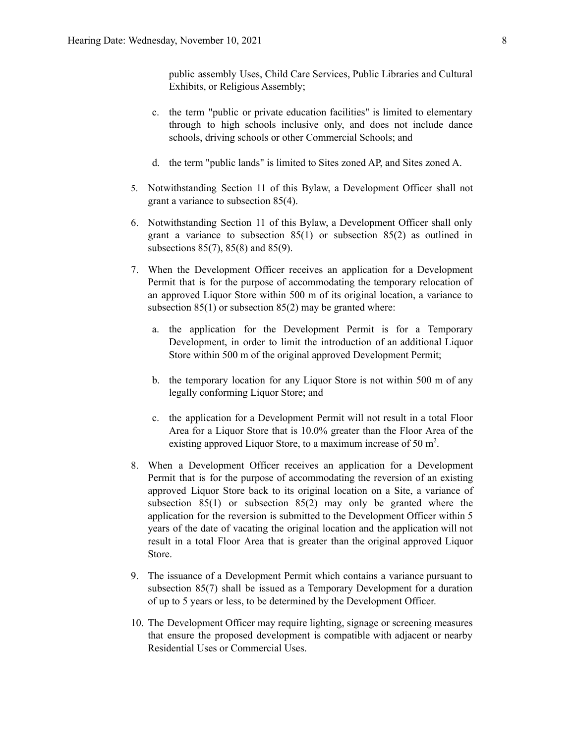public assembly Uses, Child Care Services, Public Libraries and Cultural Exhibits, or Religious Assembly;

c. the term "public or private education facilities" is limited to elementary through to high schools inclusive only, and does not include dance schools, driving schools or other Commercial Schools; and

d. the term "public lands" is limited to Sites zoned AP, and Sites zoned A.

5. Notwithstanding Section 11 of this Bylaw, a Development Officer shall not grant a variance to subsection 85(4).

6. Notwithstanding Section 11 of this Bylaw, a Development Officer shall only grant a variance to subsection 85(1) or subsection 85(2) as outlined in subsections 85(7), 85(8) and 85(9).

7. When the Development Officer receives an application for a Development Permit that is for the purpose of accommodating the temporary relocation of an approved Liquor Store within 500 m of its original location, a variance to subsection 85(1) or subsection 85(2) may be granted where:

   a. the application for the Development Permit is for a Temporary Development, in order to limit the introduction of an additional Liquor Store within 500 m of the original approved Development Permit;

   b. the temporary location for any Liquor Store is not within 500 m of any legally conforming Liquor Store; and

   c. the application for a Development Permit will not result in a total Floor Area for a Liquor Store that is 10.0% greater than the Floor Area of the existing approved Liquor Store, to a maximum increase of 50 $m^2$.

8. When a Development Officer receives an application for a Development Permit that is for the purpose of accommodating the reversion of an existing approved Liquor Store back to its original location on a Site, a variance of subsection 85(1) or subsection 85(2) may only be granted where the application for the reversion is submitted to the Development Officer within 5 years of the date of vacating the original location and the application will not result in a total Floor Area that is greater than the original approved Liquor Store.

9. The issuance of a Development Permit which contains a variance pursuant to subsection 85(7) shall be issued as a Temporary Development for a duration of up to 5 years or less, to be determined by the Development Officer.

10. The Development Officer may require lighting, signage or screening measures that ensure the proposed development is compatible with adjacent or nearby Residential Uses or Commercial Uses.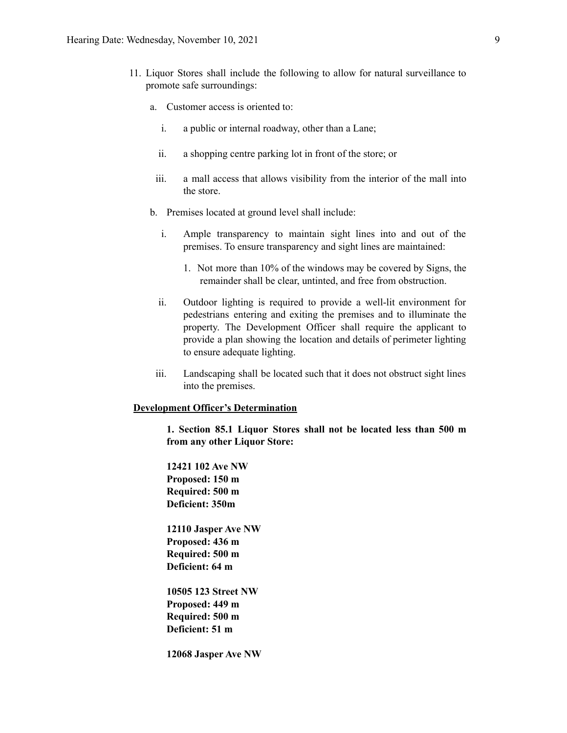11. Liquor Stores shall include the following to allow for natural surveillance to promote safe surroundings:

    a. Customer access is oriented to:

        i. a public or internal roadway, other than a Lane;

        ii. a shopping centre parking lot in front of the store; or

        iii. a mall access that allows visibility from the interior of the mall into the store.

    b. Premises located at ground level shall include:

        i. Ample transparency to maintain sight lines into and out of the premises. To ensure transparency and sight lines are maintained:

            1. Not more than 10% of the windows may be covered by Signs, the remainder shall be clear, untinted, and free from obstruction.

        ii. Outdoor lighting is required to provide a well-lit environment for pedestrians entering and exiting the premises and to illuminate the property. The Development Officer shall require the applicant to provide a plan showing the location and details of perimeter lighting to ensure adequate lighting.

        iii. Landscaping shall be located such that it does not obstruct sight lines into the premises.

**Development Officer's Determination**

**1. Section 85.1 Liquor Stores shall not be located less than 500 m from any other Liquor Store:**

**12421 102 Ave NW**
**Proposed: 150 m**
**Required: 500 m**
**Deficient: 350m**

**12110 Jasper Ave NW**
**Proposed: 436 m**
**Required: 500 m**
**Deficient: 64 m**

**10505 123 Street NW**
**Proposed: 449 m**
**Required: 500 m**
**Deficient: 51 m**

**12068 Jasper Ave NW**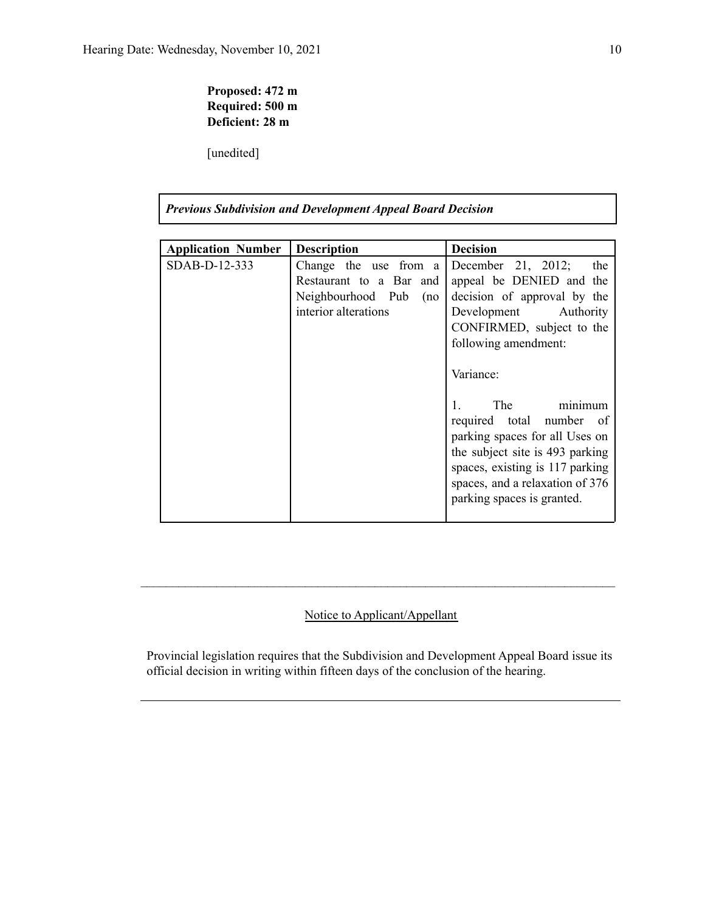**Proposed: 472 m**
**Required: 500 m**
**Deficient: 28 m**

[unedited]

***Previous Subdivision and Development Appeal Board Decision***

| Application Number | Description | Decision |
|---|---|---|
| SDAB-D-12-333 | Change the use from a Restaurant to a Bar and Neighbourhood Pub (no interior alterations | December 21, 2012; the appeal be DENIED and the decision of approval by the Development Authority CONFIRMED, subject to the following amendment:<br><br>Variance:<br><br>1. The minimum required total number of parking spaces for all Uses on the subject site is 493 parking spaces, existing is 117 parking spaces, and a relaxation of 376 parking spaces is granted. |

---

Notice to Applicant/Appellant

Provincial legislation requires that the Subdivision and Development Appeal Board issue its official decision in writing within fifteen days of the conclusion of the hearing.

---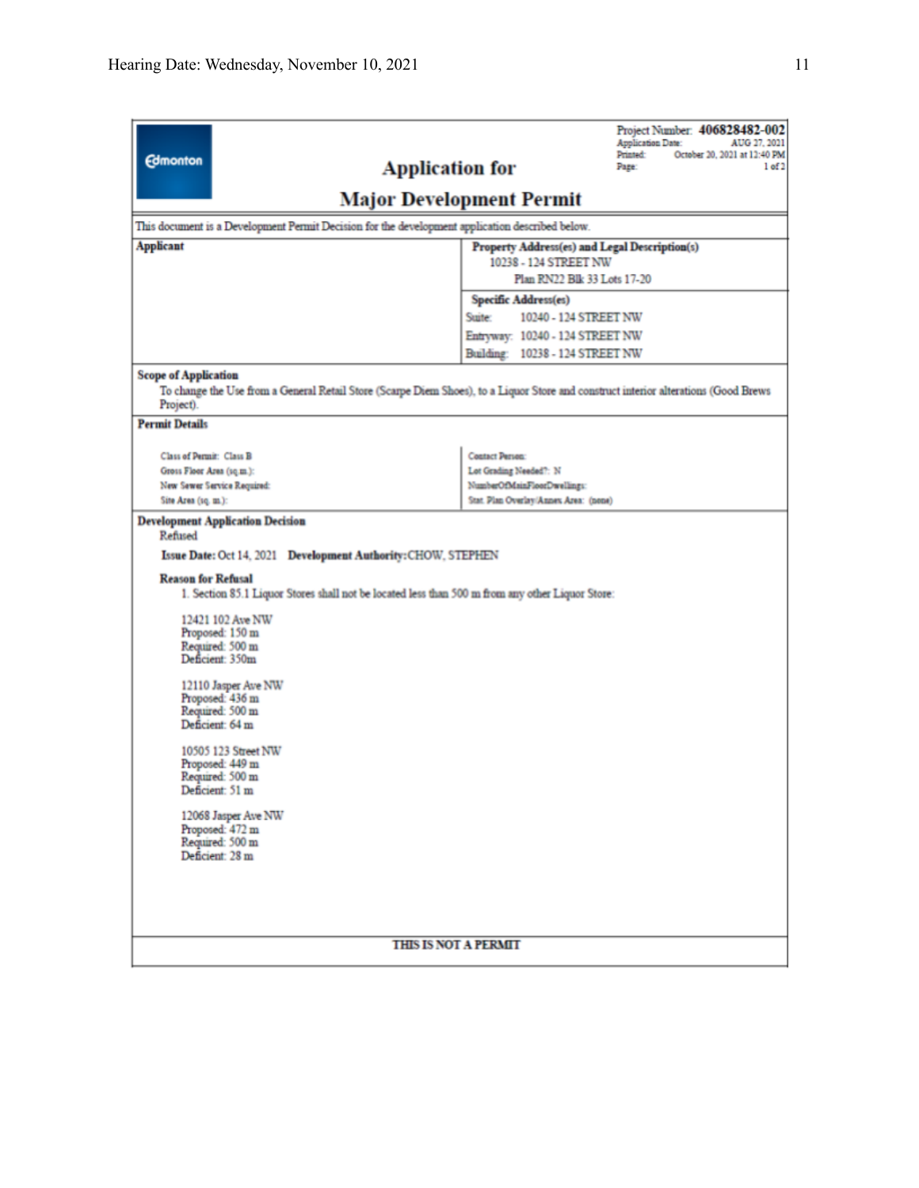Edmonton

# Application for Major Development Permit

Project Number: **406828482-002**
Application Date: AUG 27, 2021
Printed: October 20, 2021 at 12:40 PM
Page: 1 of 2

This document is a Development Permit Decision for the development application described below.

| Applicant | Property Address(es) and Legal Description(s) |
|---|---|
| | 10238 - 124 STREET NW<br>Plan RN22 Blk 33 Lots 17-20 |
| | **Specific Address(es)**<br>Suite: 10240 - 124 STREET NW<br>Entryway: 10240 - 124 STREET NW<br>Building: 10238 - 124 STREET NW |

**Scope of Application**

To change the Use from a General Retail Store (Scarpe Diem Shoes), to a Liquor Store and construct interior alterations (Good Brews Project).

**Permit Details**

| | |
|---|---|
| Class of Permit: Class B | Contact Person: |
| Gross Floor Area (sq.m.): | Lot Grading Needed?: N |
| New Sewer Service Required: | NumberOfMainFloorDwellings: |
| Site Area (sq. m.): | Stat. Plan Overlay/Annex Area: (none) |

**Development Application Decision**

Refused

**Issue Date:** Oct 14, 2021 **Development Authority:** CHOW, STEPHEN

**Reason for Refusal**

1. Section 85.1 Liquor Stores shall not be located less than 500 m from any other Liquor Store:

12421 102 Ave NW
Proposed: 150 m
Required: 500 m
Deficient: 350m

12110 Jasper Ave NW
Proposed: 436 m
Required: 500 m
Deficient: 64 m

10505 123 Street NW
Proposed: 449 m
Required: 500 m
Deficient: 51 m

12068 Jasper Ave NW
Proposed: 472 m
Required: 500 m
Deficient: 28 m

**THIS IS NOT A PERMIT**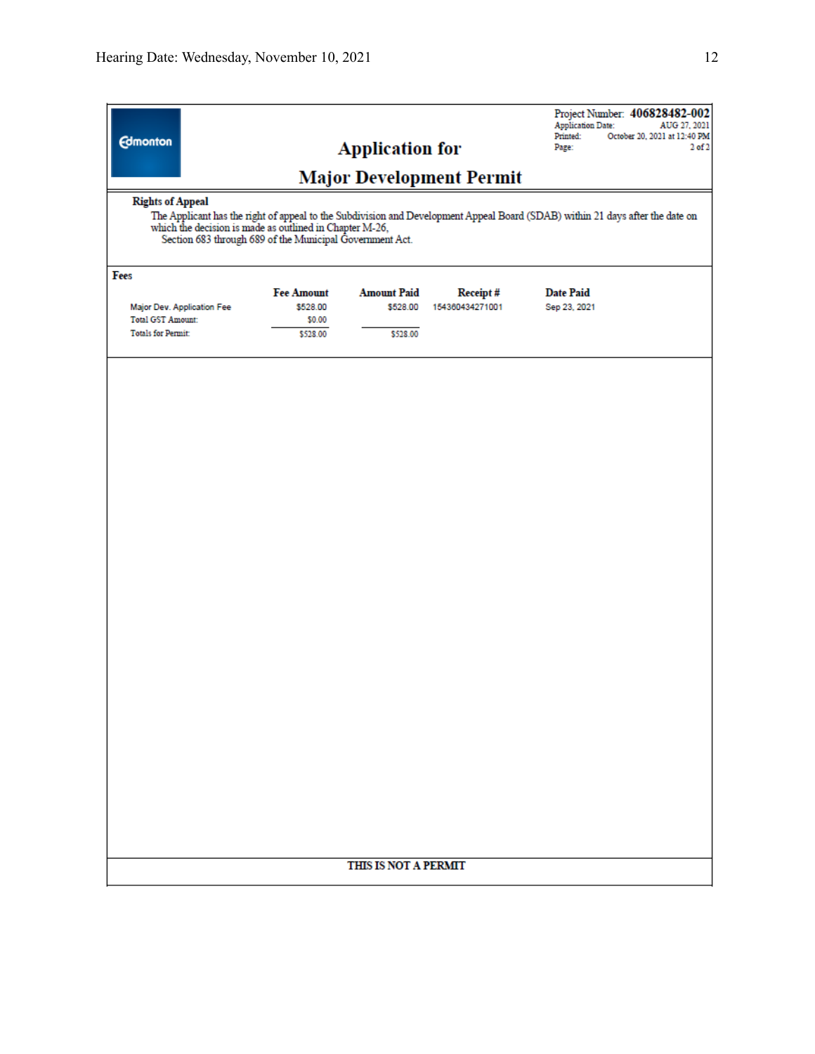Edmonton

# Application for Major Development Permit

Project Number: **406828482-002**
Application Date: AUG 27, 2021
Printed: October 20, 2021 at 12:40 PM
Page: 2 of 2

**Rights of Appeal**

The Applicant has the right of appeal to the Subdivision and Development Appeal Board (SDAB) within 21 days after the date on which the decision is made as outlined in Chapter M-26, Section 683 through 689 of the Municipal Government Act.

**Fees**

| | Fee Amount | Amount Paid | Receipt # | Date Paid |
|---|---|---|---|---|
| Major Dev. Application Fee | $528.00 | $528.00 | 154360434271001 | Sep 23, 2021 |
| Total GST Amount: | $0.00 | | | |
| Totals for Permit: | $528.00 | $528.00 | | |

**THIS IS NOT A PERMIT**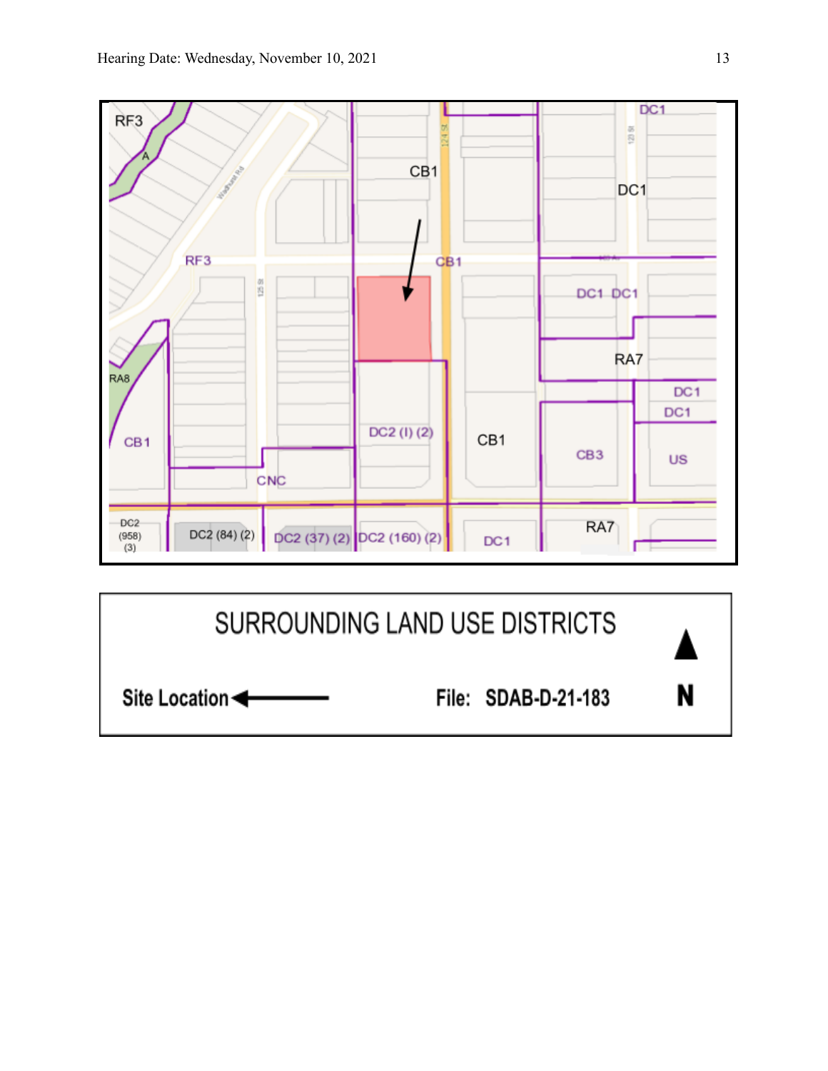RF3

A

RF3

CB1

CB1

DC1

DC1

DC1 DC1

RA7

RA8

CB1

CNC

DC2 (I) (2)

CB1

DC1

DC1

CB3

US

DC2 (958) (3)

DC2 (84) (2)

DC2 (37) (2)

DC2 (160) (2)

DC1

RA7

SURROUNDING LAND USE DISTRICTS

Site Location

File: SDAB-D-21-183

N